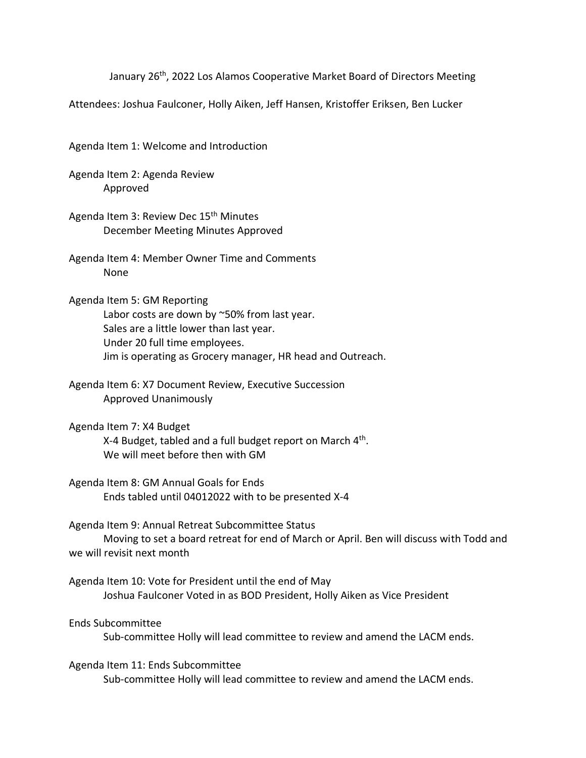January 26th, 2022 Los Alamos Cooperative Market Board of Directors Meeting

Attendees: Joshua Faulconer, Holly Aiken, Jeff Hansen, Kristoffer Eriksen, Ben Lucker

Agenda Item 1: Welcome and Introduction

Agenda Item 2: Agenda Review
Approved

Agenda Item 3: Review Dec 15th Minutes
December Meeting Minutes Approved

Agenda Item 4: Member Owner Time and Comments
None

Agenda Item 5: GM Reporting
Labor costs are down by ~50% from last year.
Sales are a little lower than last year.
Under 20 full time employees.
Jim is operating as Grocery manager, HR head and Outreach.

Agenda Item 6: X7 Document Review, Executive Succession
Approved Unanimously

Agenda Item 7: X4 Budget
X-4 Budget, tabled and a full budget report on March 4th.
We will meet before then with GM

Agenda Item 8: GM Annual Goals for Ends
Ends tabled until 04012022 with to be presented X-4

Agenda Item 9: Annual Retreat Subcommittee Status
Moving to set a board retreat for end of March or April. Ben will discuss with Todd and we will revisit next month

Agenda Item 10: Vote for President until the end of May
Joshua Faulconer Voted in as BOD President, Holly Aiken as Vice President

Ends Subcommittee
Sub-committee Holly will lead committee to review and amend the LACM ends.

Agenda Item 11: Ends Subcommittee
Sub-committee Holly will lead committee to review and amend the LACM ends.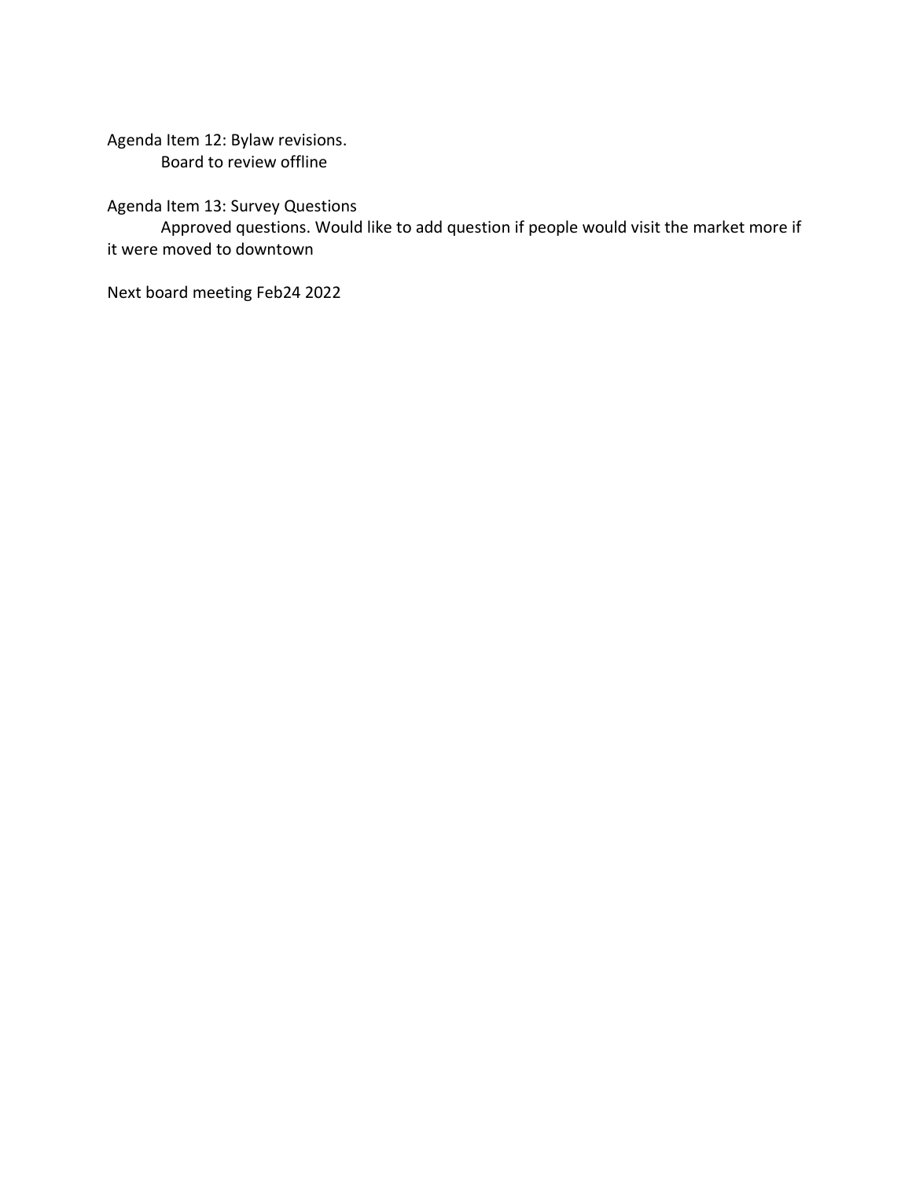Agenda Item 12: Bylaw revisions.

Board to review offline

Agenda Item 13: Survey Questions

Approved questions. Would like to add question if people would visit the market more if it were moved to downtown

Next board meeting Feb24 2022